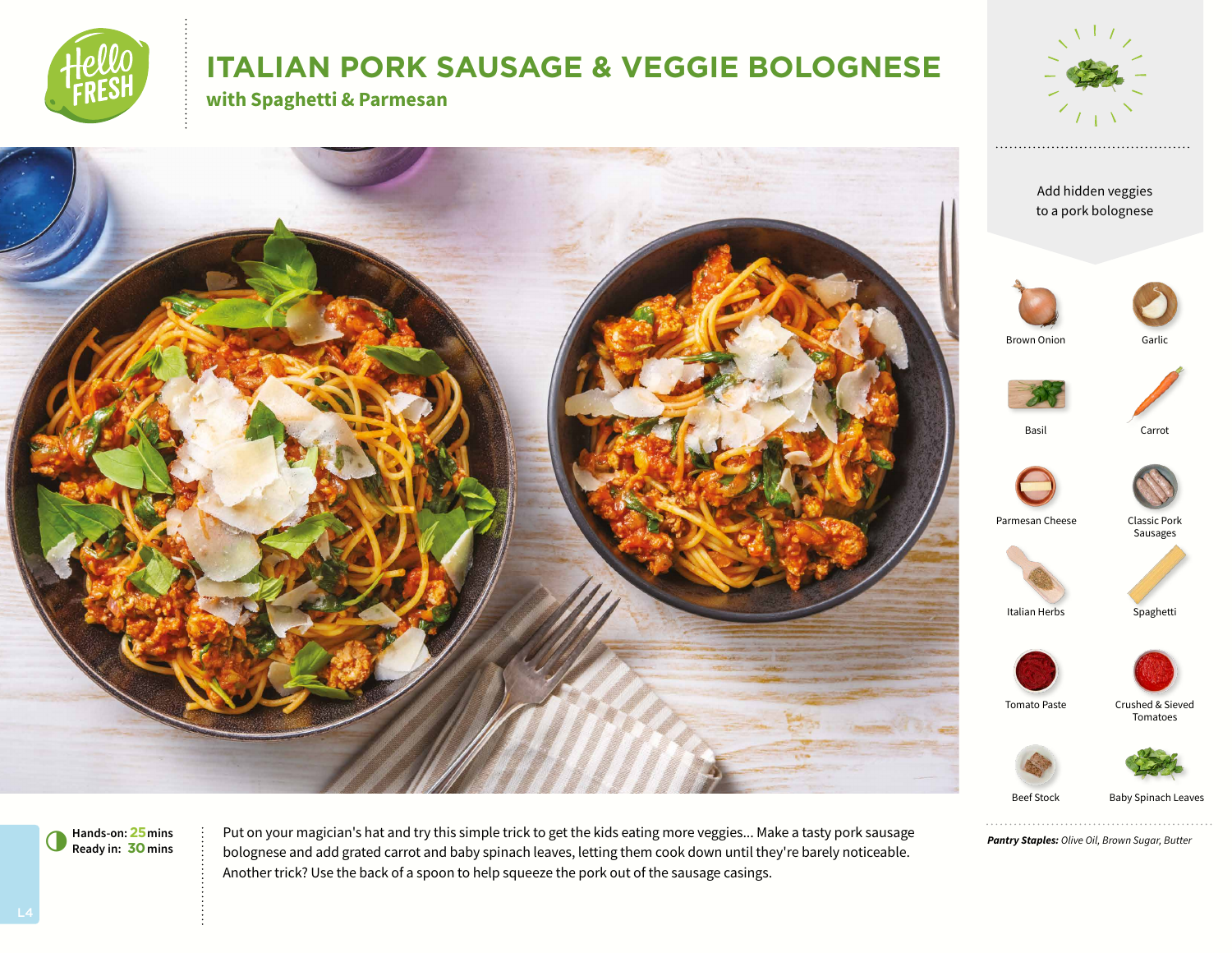# ITALIAN PORK SAUSAGE & VEGGIE BOLOGNESE

## with Spaghetti & Parmesan

Add hidden veggies to a pork bolognese

- Brown Onion
- Garlic
- Basil
- Carrot
- Parmesan Cheese
- Classic Pork Sausages
- Italian Herbs
- Spaghetti
- Tomato Paste
- Crushed & Sieved Tomatoes
- Beef Stock
- Baby Spinach Leaves

***Pantry Staples:*** *Olive Oil, Brown Sugar, Butter*

**Hands-on: 25 mins**
**Ready in: 30 mins**

Put on your magician's hat and try this simple trick to get the kids eating more veggies... Make a tasty pork sausage bolognese and add grated carrot and baby spinach leaves, letting them cook down until they're barely noticeable. Another trick? Use the back of a spoon to help squeeze the pork out of the sausage casings.

L4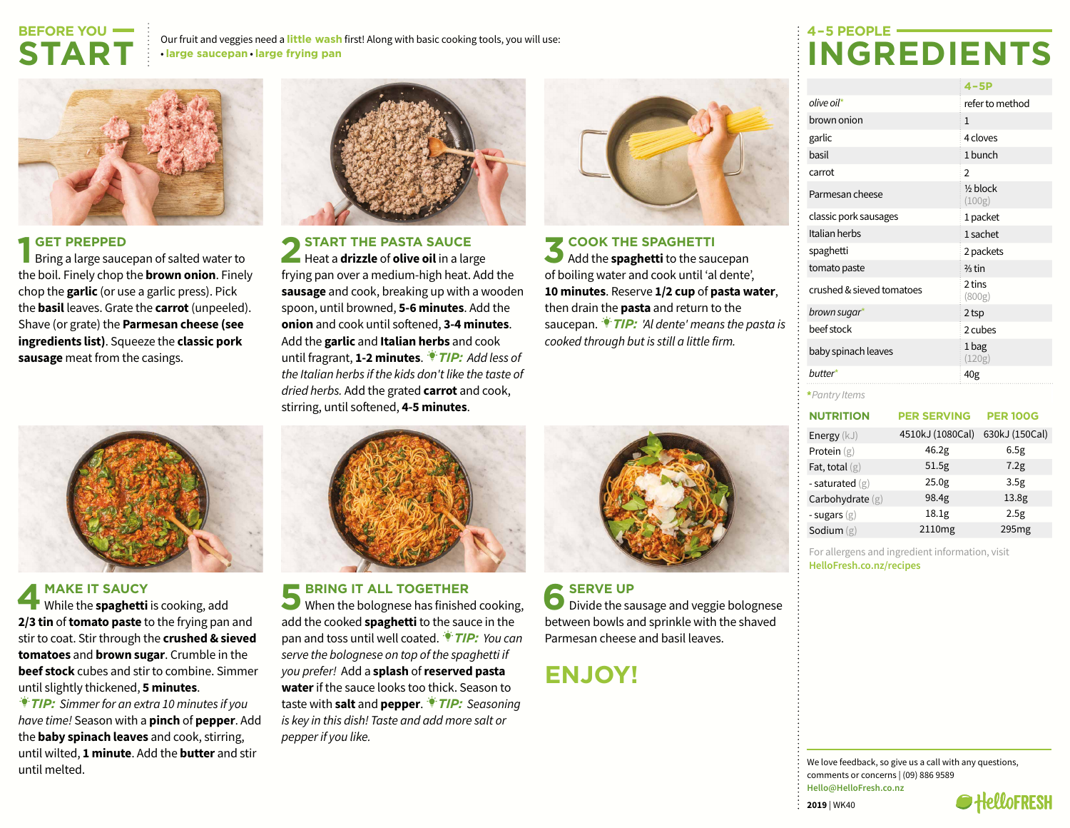# BEFORE YOU START

Our fruit and veggies need a **little wash** first! Along with basic cooking tools, you will use:
• **large saucepan** • **large frying pan**

## 1 GET PREPPED

Bring a large saucepan of salted water to the boil. Finely chop the **brown onion**. Finely chop the **garlic** (or use a garlic press). Pick the **basil** leaves. Grate the **carrot** (unpeeled). Shave (or grate) the **Parmesan cheese (see ingredients list)**. Squeeze the **classic pork sausage** meat from the casings.

## 2 START THE PASTA SAUCE

Heat a **drizzle** of **olive oil** in a large frying pan over a medium-high heat. Add the **sausage** and cook, breaking up with a wooden spoon, until browned, **5-6 minutes**. Add the **onion** and cook until softened, **3-4 minutes**. Add the **garlic** and **Italian herbs** and cook until fragrant, **1-2 minutes**. ***TIP:*** *Add less of the Italian herbs if the kids don't like the taste of dried herbs.* Add the grated **carrot** and cook, stirring, until softened, **4-5 minutes**.

## 3 COOK THE SPAGHETTI

Add the **spaghetti** to the saucepan of boiling water and cook until 'al dente', **10 minutes**. Reserve **1/2 cup** of **pasta water**, then drain the **pasta** and return to the saucepan. ***TIP:*** *'Al dente' means the pasta is cooked through but is still a little firm.*

## 4 MAKE IT SAUCY

While the **spaghetti** is cooking, add **2/3 tin** of **tomato paste** to the frying pan and stir to coat. Stir through the **crushed & sieved tomatoes** and **brown sugar**. Crumble in the **beef stock** cubes and stir to combine. Simmer until slightly thickened, **5 minutes**. ***TIP:*** *Simmer for an extra 10 minutes if you have time!* Season with a **pinch** of **pepper**. Add the **baby spinach leaves** and cook, stirring, until wilted, **1 minute**. Add the **butter** and stir until melted.

## 5 BRING IT ALL TOGETHER

When the bolognese has finished cooking, add the cooked **spaghetti** to the sauce in the pan and toss until well coated. ***TIP:*** *You can serve the bolognese on top of the spaghetti if you prefer!* Add a **splash** of **reserved pasta water** if the sauce looks too thick. Season to taste with **salt** and **pepper**. ***TIP:*** *Seasoning is key in this dish! Taste and add more salt or pepper if you like.*

## 6 SERVE UP

Divide the sausage and veggie bolognese between bowls and sprinkle with the shaved Parmesan cheese and basil leaves.

**ENJOY!**

# 4-5 PEOPLE INGREDIENTS

| | 4-5P |
|---|---|
| *olive oil** | refer to method |
| brown onion | 1 |
| garlic | 4 cloves |
| basil | 1 bunch |
| carrot | 2 |
| Parmesan cheese | ½ block (100g) |
| classic pork sausages | 1 packet |
| Italian herbs | 1 sachet |
| spaghetti | 2 packets |
| tomato paste | ⅔ tin |
| crushed & sieved tomatoes | 2 tins (800g) |
| *brown sugar** | 2 tsp |
| beef stock | 2 cubes |
| baby spinach leaves | 1 bag (120g) |
| *butter** | 40g |

**Pantry Items*

| NUTRITION | PER SERVING | PER 100G |
|---|---|---|
| Energy (kJ) | 4510kJ (1080Cal) | 630kJ (150Cal) |
| Protein (g) | 46.2g | 6.5g |
| Fat, total (g) | 51.5g | 7.2g |
| - saturated (g) | 25.0g | 3.5g |
| Carbohydrate (g) | 98.4g | 13.8g |
| - sugars (g) | 18.1g | 2.5g |
| Sodium (g) | 2110mg | 295mg |

For allergens and ingredient information, visit **HelloFresh.co.nz/recipes**

We love feedback, so give us a call with any questions, comments or concerns | (09) 886 9589
**Hello@HelloFresh.co.nz**

**2019** | WK40

HelloFRESH